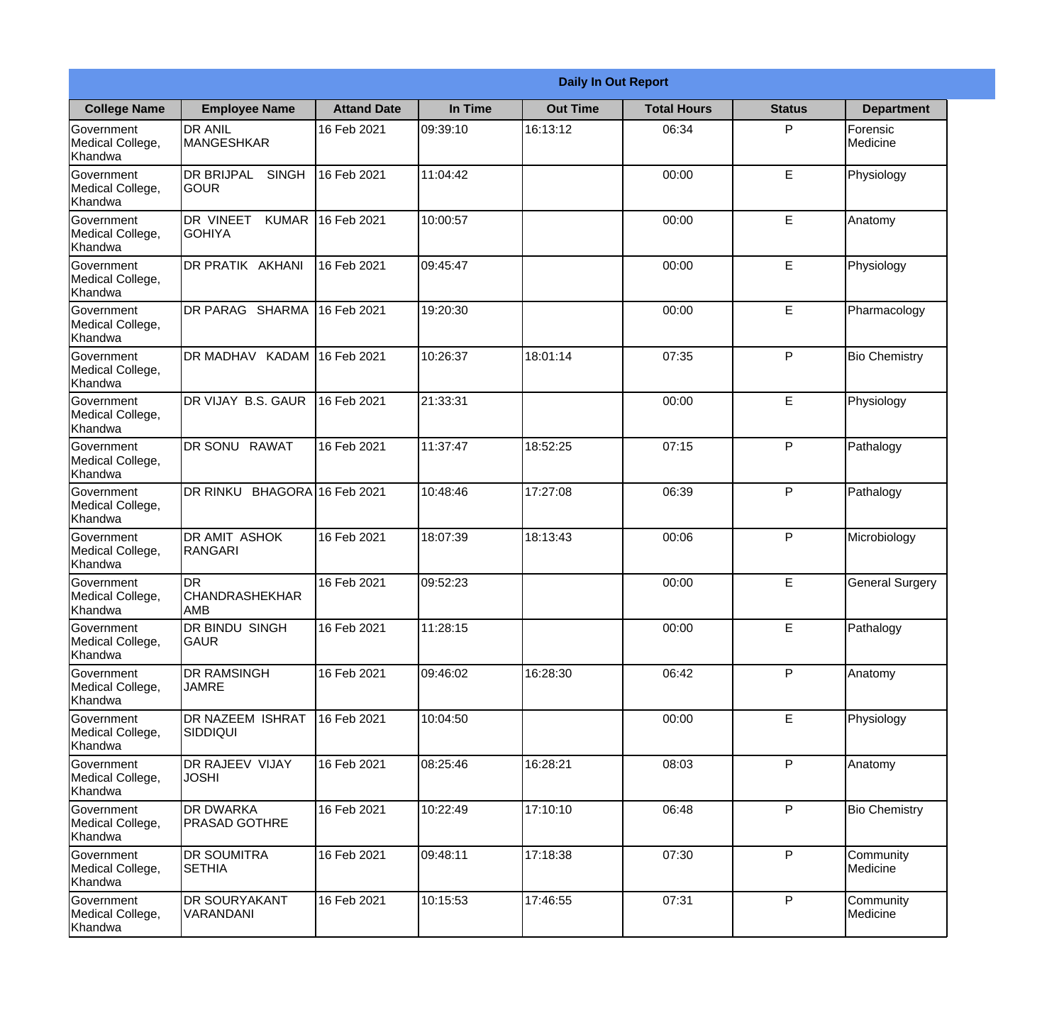| Daily In Out Report | | | | | | | |
|---|---|---|---|---|---|---|---|
| **College Name** | **Employee Name** | **Attand Date** | **In Time** | **Out Time** | **Total Hours** | **Status** | **Department** |
| Government Medical College, Khandwa | DR ANIL MANGESHKAR | 16 Feb 2021 | 09:39:10 | 16:13:12 | 06:34 | P | Forensic Medicine |
| Government Medical College, Khandwa | DR BRIJPAL SINGH GOUR | 16 Feb 2021 | 11:04:42 | | 00:00 | E | Physiology |
| Government Medical College, Khandwa | DR VINEET KUMAR GOHIYA | 16 Feb 2021 | 10:00:57 | | 00:00 | E | Anatomy |
| Government Medical College, Khandwa | DR PRATIK AKHANI | 16 Feb 2021 | 09:45:47 | | 00:00 | E | Physiology |
| Government Medical College, Khandwa | DR PARAG SHARMA | 16 Feb 2021 | 19:20:30 | | 00:00 | E | Pharmacology |
| Government Medical College, Khandwa | DR MADHAV KADAM | 16 Feb 2021 | 10:26:37 | 18:01:14 | 07:35 | P | Bio Chemistry |
| Government Medical College, Khandwa | DR VIJAY B.S. GAUR | 16 Feb 2021 | 21:33:31 | | 00:00 | E | Physiology |
| Government Medical College, Khandwa | DR SONU RAWAT | 16 Feb 2021 | 11:37:47 | 18:52:25 | 07:15 | P | Pathalogy |
| Government Medical College, Khandwa | DR RINKU BHAGORA | 16 Feb 2021 | 10:48:46 | 17:27:08 | 06:39 | P | Pathalogy |
| Government Medical College, Khandwa | DR AMIT ASHOK RANGARI | 16 Feb 2021 | 18:07:39 | 18:13:43 | 00:06 | P | Microbiology |
| Government Medical College, Khandwa | DR CHANDRASHEKHAR AMB | 16 Feb 2021 | 09:52:23 | | 00:00 | E | General Surgery |
| Government Medical College, Khandwa | DR BINDU SINGH GAUR | 16 Feb 2021 | 11:28:15 | | 00:00 | E | Pathalogy |
| Government Medical College, Khandwa | DR RAMSINGH JAMRE | 16 Feb 2021 | 09:46:02 | 16:28:30 | 06:42 | P | Anatomy |
| Government Medical College, Khandwa | DR NAZEEM ISHRAT SIDDIQUI | 16 Feb 2021 | 10:04:50 | | 00:00 | E | Physiology |
| Government Medical College, Khandwa | DR RAJEEV VIJAY JOSHI | 16 Feb 2021 | 08:25:46 | 16:28:21 | 08:03 | P | Anatomy |
| Government Medical College, Khandwa | DR DWARKA PRASAD GOTHRE | 16 Feb 2021 | 10:22:49 | 17:10:10 | 06:48 | P | Bio Chemistry |
| Government Medical College, Khandwa | DR SOUMITRA SETHIA | 16 Feb 2021 | 09:48:11 | 17:18:38 | 07:30 | P | Community Medicine |
| Government Medical College, Khandwa | DR SOURYAKANT VARANDANI | 16 Feb 2021 | 10:15:53 | 17:46:55 | 07:31 | P | Community Medicine |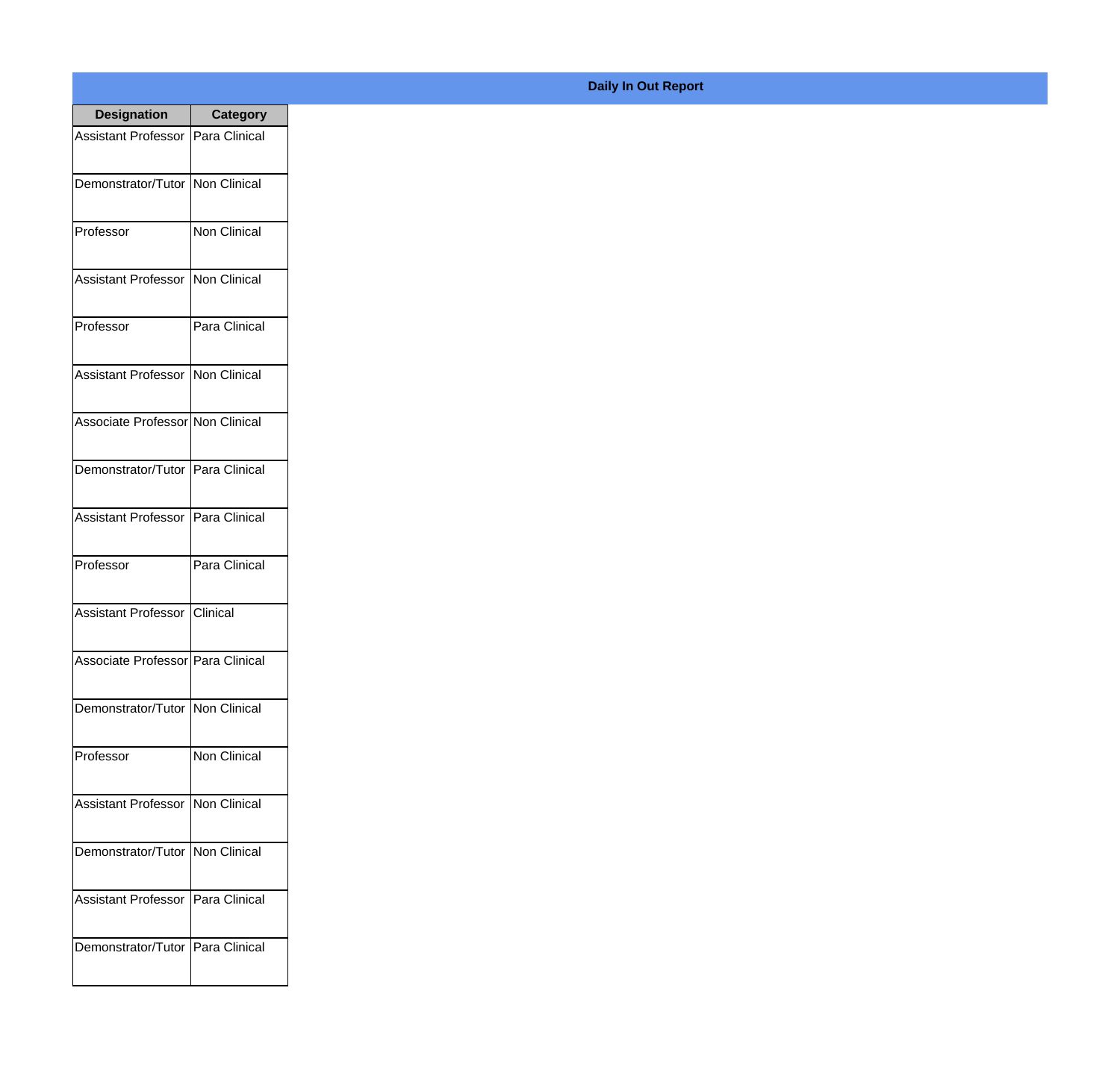**Daily In Out Report**

| Designation | Category |
|---|---|
| Assistant Professor | Para Clinical |
| Demonstrator/Tutor | Non Clinical |
| Professor | Non Clinical |
| Assistant Professor | Non Clinical |
| Professor | Para Clinical |
| Assistant Professor | Non Clinical |
| Associate Professor | Non Clinical |
| Demonstrator/Tutor | Para Clinical |
| Assistant Professor | Para Clinical |
| Professor | Para Clinical |
| Assistant Professor | Clinical |
| Associate Professor | Para Clinical |
| Demonstrator/Tutor | Non Clinical |
| Professor | Non Clinical |
| Assistant Professor | Non Clinical |
| Demonstrator/Tutor | Non Clinical |
| Assistant Professor | Para Clinical |
| Demonstrator/Tutor | Para Clinical |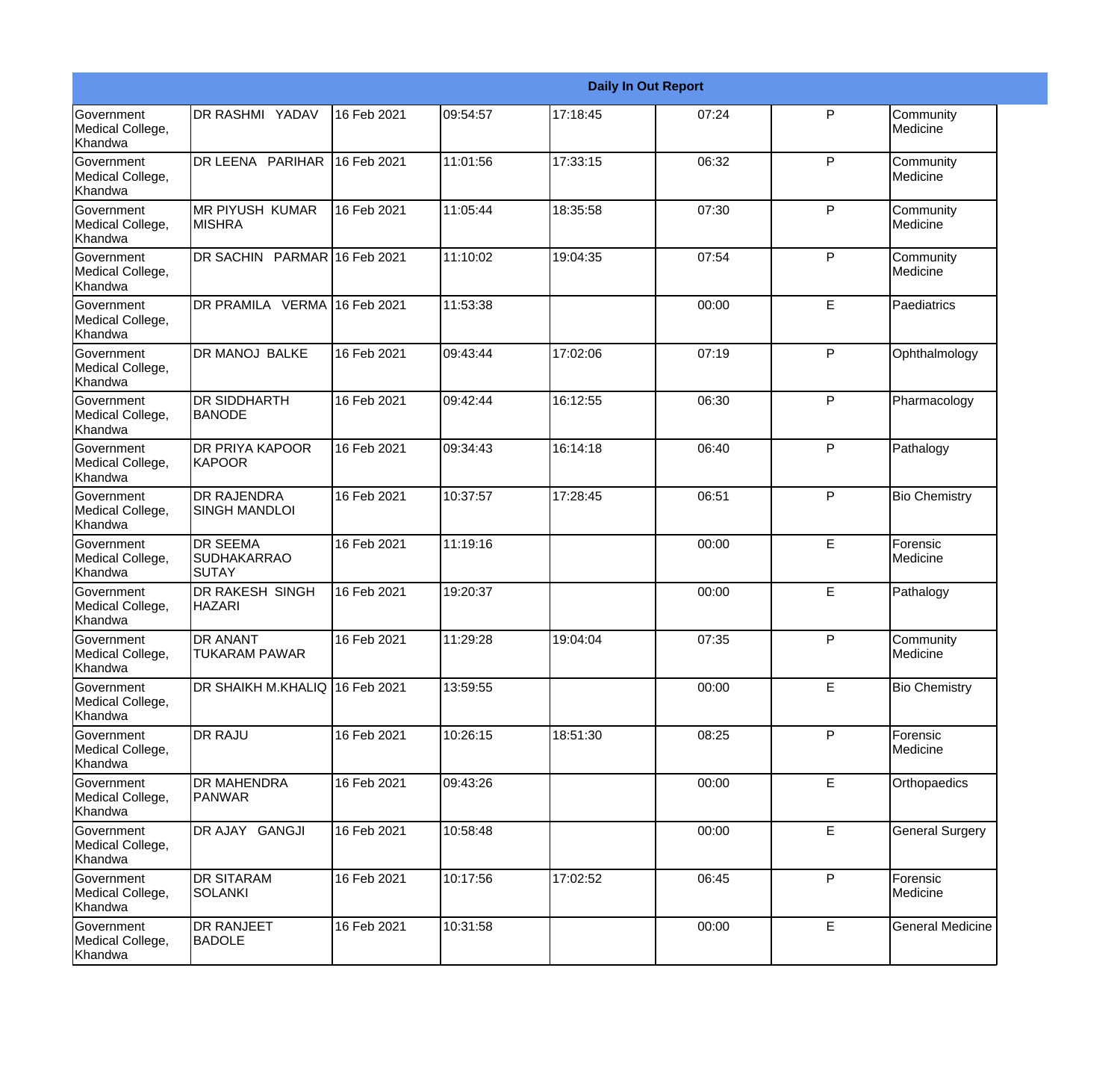| Daily In Out Report | | | | | | | |
|---|---|---|---|---|---|---|---|
| Government Medical College, Khandwa | DR RASHMI YADAV | 16 Feb 2021 | 09:54:57 | 17:18:45 | 07:24 | P | Community Medicine |
| Government Medical College, Khandwa | DR LEENA PARIHAR | 16 Feb 2021 | 11:01:56 | 17:33:15 | 06:32 | P | Community Medicine |
| Government Medical College, Khandwa | MR PIYUSH KUMAR MISHRA | 16 Feb 2021 | 11:05:44 | 18:35:58 | 07:30 | P | Community Medicine |
| Government Medical College, Khandwa | DR SACHIN PARMAR | 16 Feb 2021 | 11:10:02 | 19:04:35 | 07:54 | P | Community Medicine |
| Government Medical College, Khandwa | DR PRAMILA VERMA | 16 Feb 2021 | 11:53:38 | | 00:00 | E | Paediatrics |
| Government Medical College, Khandwa | DR MANOJ BALKE | 16 Feb 2021 | 09:43:44 | 17:02:06 | 07:19 | P | Ophthalmology |
| Government Medical College, Khandwa | DR SIDDHARTH BANODE | 16 Feb 2021 | 09:42:44 | 16:12:55 | 06:30 | P | Pharmacology |
| Government Medical College, Khandwa | DR PRIYA KAPOOR KAPOOR | 16 Feb 2021 | 09:34:43 | 16:14:18 | 06:40 | P | Pathalogy |
| Government Medical College, Khandwa | DR RAJENDRA SINGH MANDLOI | 16 Feb 2021 | 10:37:57 | 17:28:45 | 06:51 | P | Bio Chemistry |
| Government Medical College, Khandwa | DR SEEMA SUDHAKARRAO SUTAY | 16 Feb 2021 | 11:19:16 | | 00:00 | E | Forensic Medicine |
| Government Medical College, Khandwa | DR RAKESH SINGH HAZARI | 16 Feb 2021 | 19:20:37 | | 00:00 | E | Pathalogy |
| Government Medical College, Khandwa | DR ANANT TUKARAM PAWAR | 16 Feb 2021 | 11:29:28 | 19:04:04 | 07:35 | P | Community Medicine |
| Government Medical College, Khandwa | DR SHAIKH M.KHALIQ | 16 Feb 2021 | 13:59:55 | | 00:00 | E | Bio Chemistry |
| Government Medical College, Khandwa | DR RAJU | 16 Feb 2021 | 10:26:15 | 18:51:30 | 08:25 | P | Forensic Medicine |
| Government Medical College, Khandwa | DR MAHENDRA PANWAR | 16 Feb 2021 | 09:43:26 | | 00:00 | E | Orthopaedics |
| Government Medical College, Khandwa | DR AJAY GANGJI | 16 Feb 2021 | 10:58:48 | | 00:00 | E | General Surgery |
| Government Medical College, Khandwa | DR SITARAM SOLANKI | 16 Feb 2021 | 10:17:56 | 17:02:52 | 06:45 | P | Forensic Medicine |
| Government Medical College, Khandwa | DR RANJEET BADOLE | 16 Feb 2021 | 10:31:58 | | 00:00 | E | General Medicine |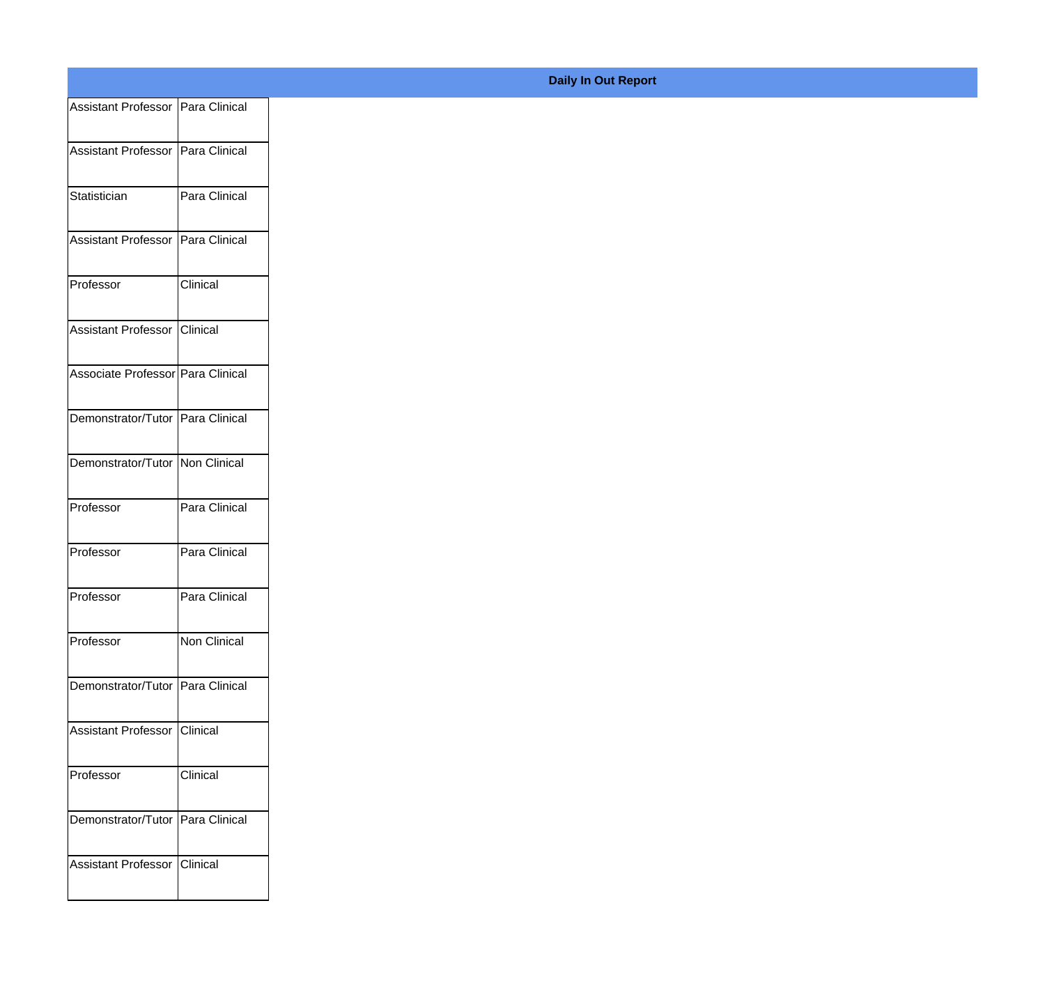**Daily In Out Report**

| | |
|---|---|
| Assistant Professor | Para Clinical |
| Assistant Professor | Para Clinical |
| Statistician | Para Clinical |
| Assistant Professor | Para Clinical |
| Professor | Clinical |
| Assistant Professor | Clinical |
| Associate Professor | Para Clinical |
| Demonstrator/Tutor | Para Clinical |
| Demonstrator/Tutor | Non Clinical |
| Professor | Para Clinical |
| Professor | Para Clinical |
| Professor | Para Clinical |
| Professor | Non Clinical |
| Demonstrator/Tutor | Para Clinical |
| Assistant Professor | Clinical |
| Professor | Clinical |
| Demonstrator/Tutor | Para Clinical |
| Assistant Professor | Clinical |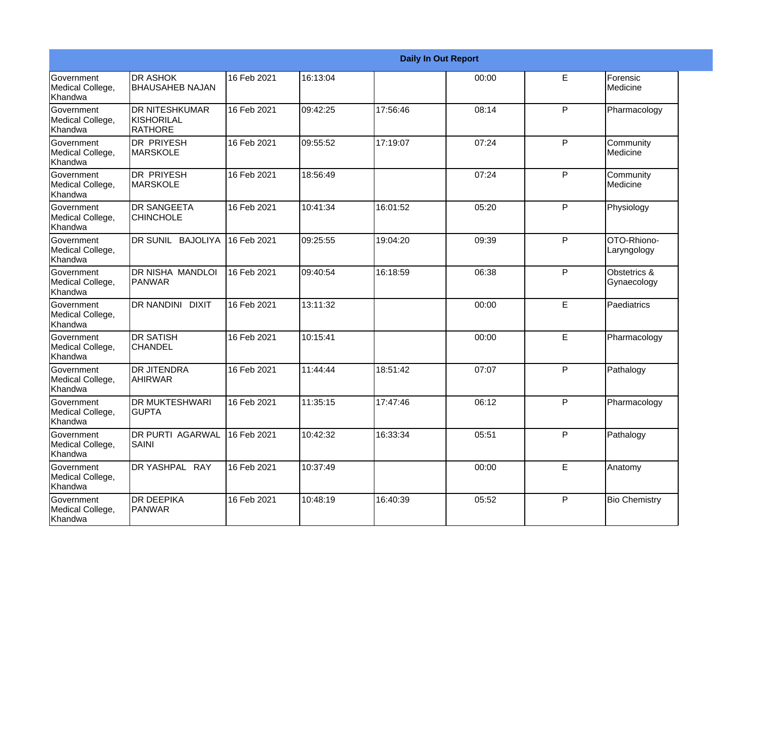| Daily In Out Report | | | | | | | |
|---|---|---|---|---|---|---|---|
| Government Medical College, Khandwa | DR ASHOK BHAUSAHEB NAJAN | 16 Feb 2021 | 16:13:04 | | 00:00 | E | Forensic Medicine |
| Government Medical College, Khandwa | DR NITESHKUMAR KISHORILAL RATHORE | 16 Feb 2021 | 09:42:25 | 17:56:46 | 08:14 | P | Pharmacology |
| Government Medical College, Khandwa | DR PRIYESH MARSKOLE | 16 Feb 2021 | 09:55:52 | 17:19:07 | 07:24 | P | Community Medicine |
| Government Medical College, Khandwa | DR PRIYESH MARSKOLE | 16 Feb 2021 | 18:56:49 | | 07:24 | P | Community Medicine |
| Government Medical College, Khandwa | DR SANGEETA CHINCHOLE | 16 Feb 2021 | 10:41:34 | 16:01:52 | 05:20 | P | Physiology |
| Government Medical College, Khandwa | DR SUNIL BAJOLIYA | 16 Feb 2021 | 09:25:55 | 19:04:20 | 09:39 | P | OTO-Rhiono-Laryngology |
| Government Medical College, Khandwa | DR NISHA MANDLOI PANWAR | 16 Feb 2021 | 09:40:54 | 16:18:59 | 06:38 | P | Obstetrics & Gynaecology |
| Government Medical College, Khandwa | DR NANDINI DIXIT | 16 Feb 2021 | 13:11:32 | | 00:00 | E | Paediatrics |
| Government Medical College, Khandwa | DR SATISH CHANDEL | 16 Feb 2021 | 10:15:41 | | 00:00 | E | Pharmacology |
| Government Medical College, Khandwa | DR JITENDRA AHIRWAR | 16 Feb 2021 | 11:44:44 | 18:51:42 | 07:07 | P | Pathalogy |
| Government Medical College, Khandwa | DR MUKTESHWARI GUPTA | 16 Feb 2021 | 11:35:15 | 17:47:46 | 06:12 | P | Pharmacology |
| Government Medical College, Khandwa | DR PURTI AGARWAL SAINI | 16 Feb 2021 | 10:42:32 | 16:33:34 | 05:51 | P | Pathalogy |
| Government Medical College, Khandwa | DR YASHPAL RAY | 16 Feb 2021 | 10:37:49 | | 00:00 | E | Anatomy |
| Government Medical College, Khandwa | DR DEEPIKA PANWAR | 16 Feb 2021 | 10:48:19 | 16:40:39 | 05:52 | P | Bio Chemistry |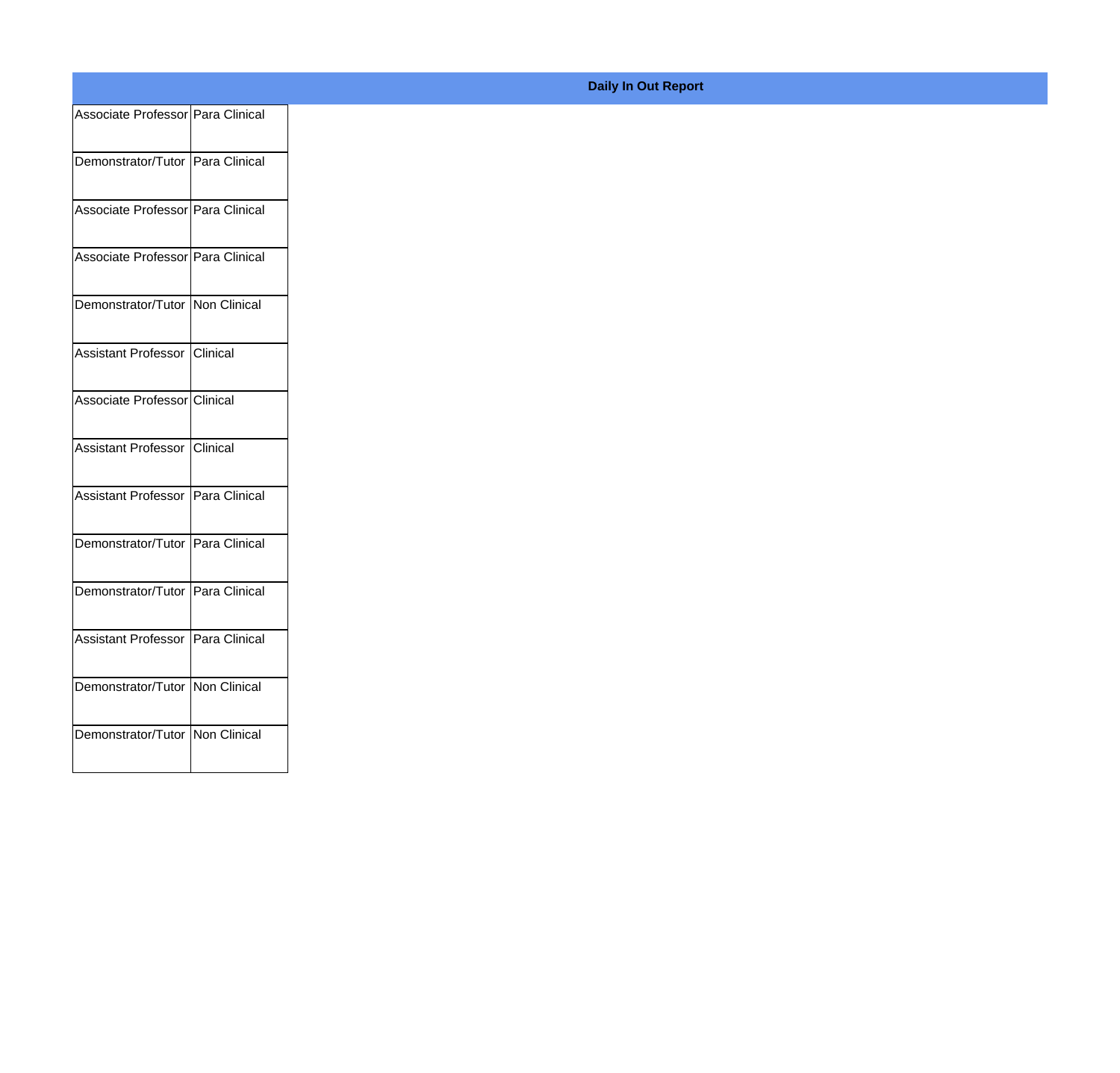**Daily In Out Report**

| | |
|---|---|
| Associate Professor | Para Clinical |
| Demonstrator/Tutor | Para Clinical |
| Associate Professor | Para Clinical |
| Associate Professor | Para Clinical |
| Demonstrator/Tutor | Non Clinical |
| Assistant Professor | Clinical |
| Associate Professor | Clinical |
| Assistant Professor | Clinical |
| Assistant Professor | Para Clinical |
| Demonstrator/Tutor | Para Clinical |
| Demonstrator/Tutor | Para Clinical |
| Assistant Professor | Para Clinical |
| Demonstrator/Tutor | Non Clinical |
| Demonstrator/Tutor | Non Clinical |